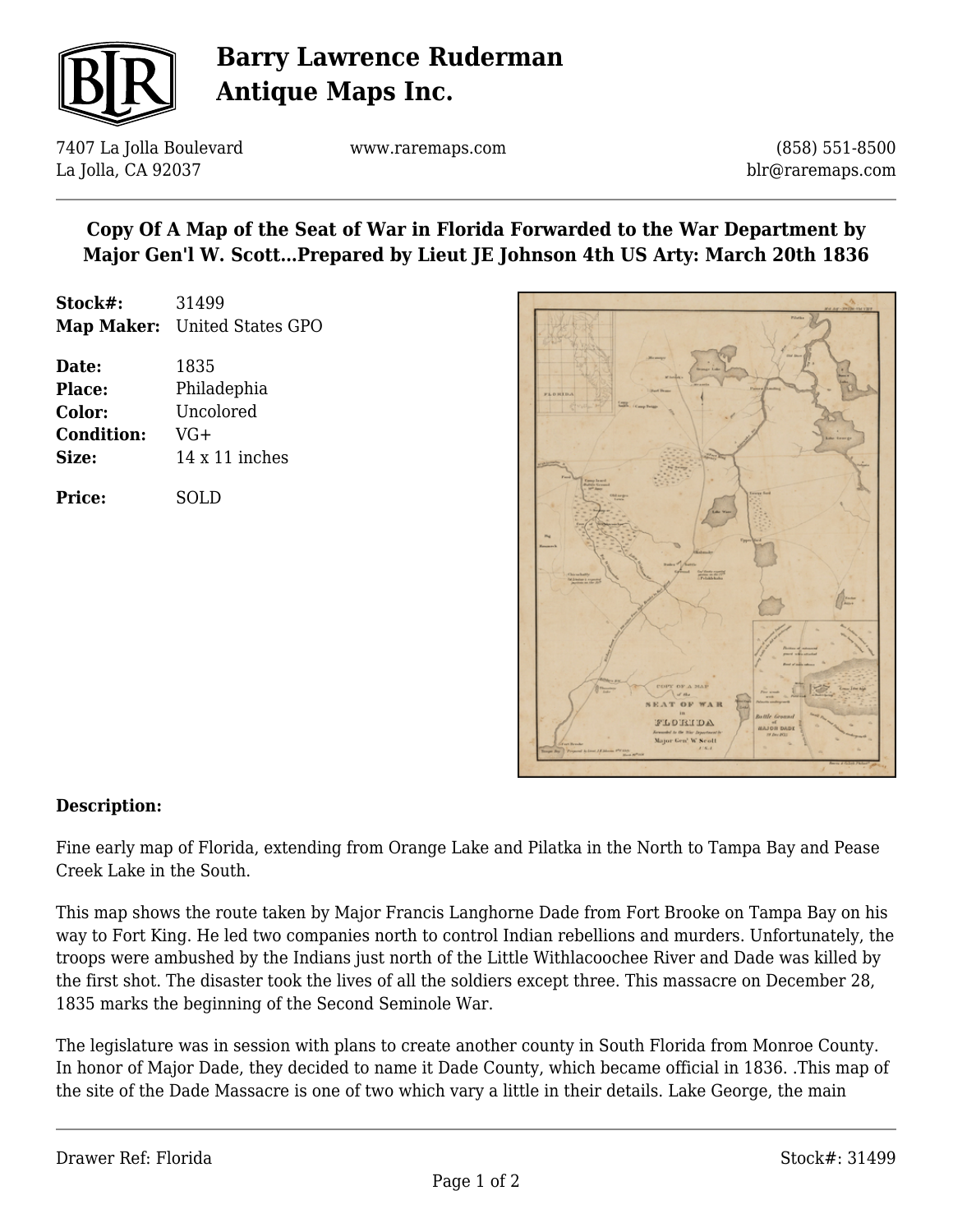# Barry Lawrence Ruderman Antique Maps Inc.

7407 La Jolla Boulevard
La Jolla, CA 92037

www.raremaps.com

(858) 551-8500
blr@raremaps.com

## Copy Of A Map of the Seat of War in Florida Forwarded to the War Department by Major Gen'l W. Scott...Prepared by Lieut JE Johnson 4th US Arty: March 20th 1836

**Stock#:** 31499
**Map Maker:** United States GPO

**Date:** 1835
**Place:** Philadephia
**Color:** Uncolored
**Condition:** VG+
**Size:** 14 x 11 inches

**Price:** SOLD

**Description:**

Fine early map of Florida, extending from Orange Lake and Pilatka in the North to Tampa Bay and Pease Creek Lake in the South.

This map shows the route taken by Major Francis Langhorne Dade from Fort Brooke on Tampa Bay on his way to Fort King. He led two companies north to control Indian rebellions and murders. Unfortunately, the troops were ambushed by the Indians just north of the Little Withlacoochee River and Dade was killed by the first shot. The disaster took the lives of all the soldiers except three. This massacre on December 28, 1835 marks the beginning of the Second Seminole War.

The legislature was in session with plans to create another county in South Florida from Monroe County. In honor of Major Dade, they decided to name it Dade County, which became official in 1836. .This map of the site of the Dade Massacre is one of two which vary a little in their details. Lake George, the main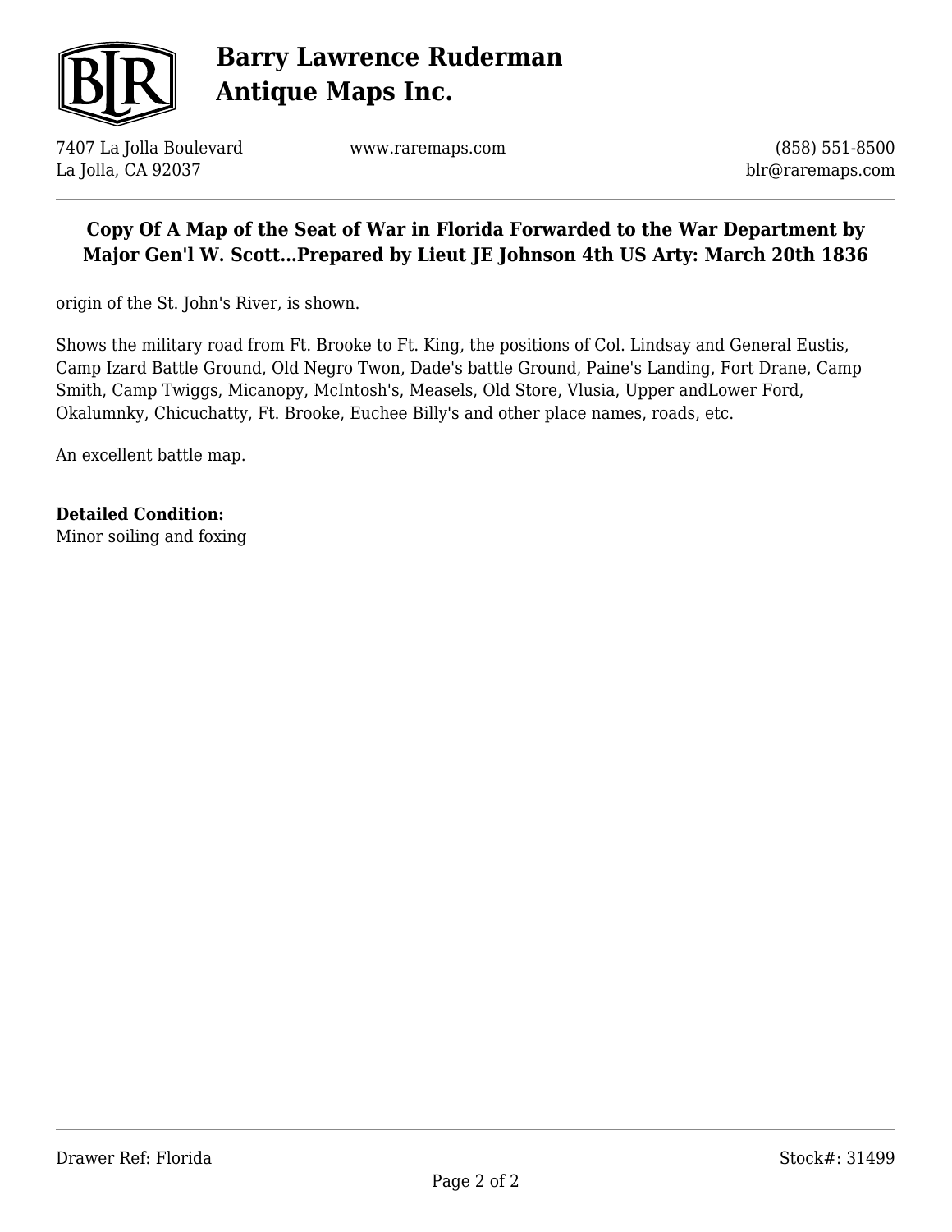origin of the St. John's River, is shown.

Shows the military road from Ft. Brooke to Ft. King, the positions of Col. Lindsay and General Eustis, Camp Izard Battle Ground, Old Negro Twon, Dade's battle Ground, Paine's Landing, Fort Drane, Camp Smith, Camp Twiggs, Micanopy, McIntosh's, Measels, Old Store, Vlusia, Upper andLower Ford, Okalumnky, Chicuchatty, Ft. Brooke, Euchee Billy's and other place names, roads, etc.

An excellent battle map.

**Detailed Condition:**
Minor soiling and foxing